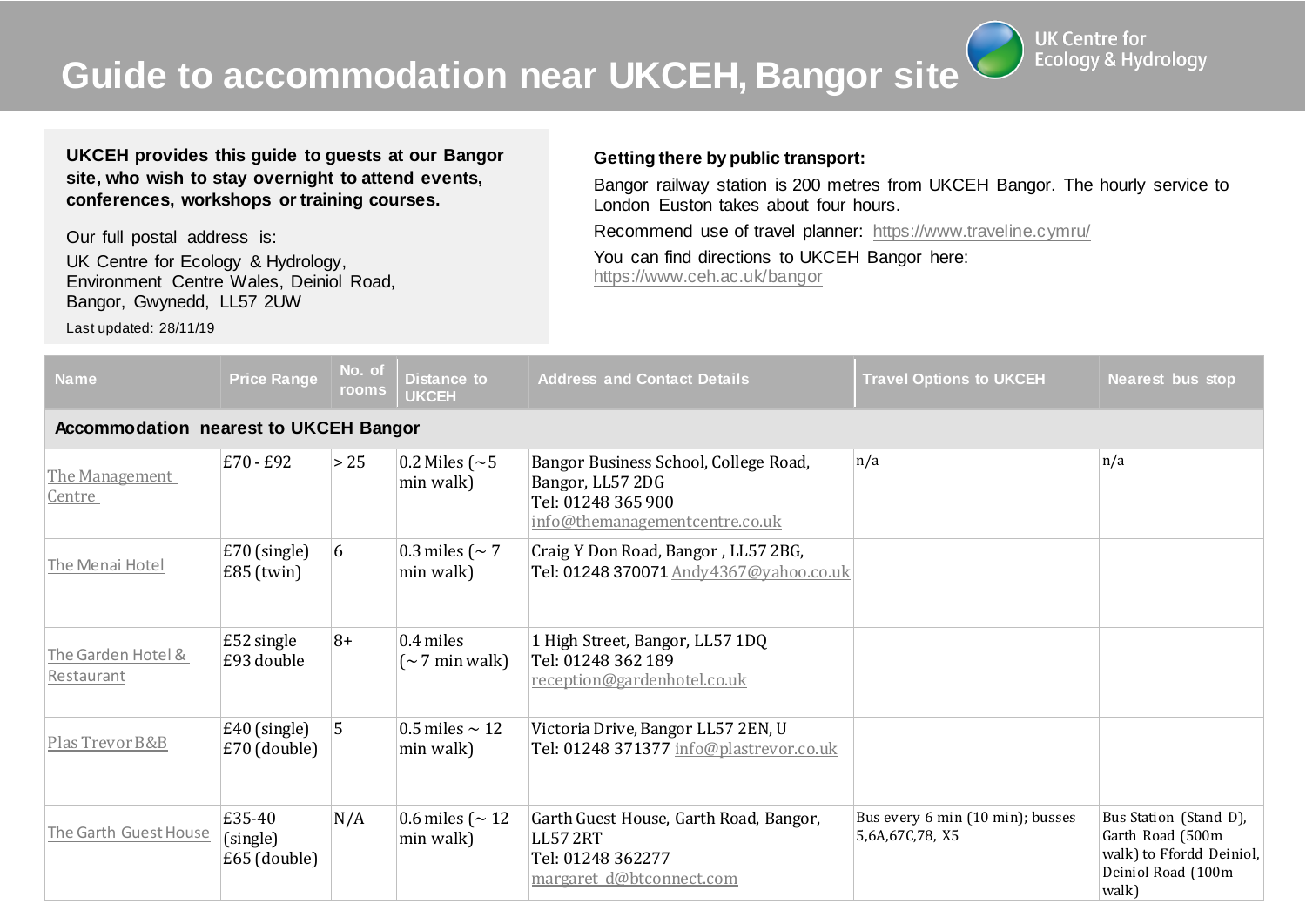# Guide to accommodation near UKCEH, Bangor site

UK Centre for Ecology & Hydrology

**UKCEH provides this guide to guests at our Bangor site, who wish to stay overnight to attend events, conferences, workshops or training courses.**

Our full postal address is:
UK Centre for Ecology & Hydrology,
Environment Centre Wales, Deiniol Road,
Bangor, Gwynedd, LL57 2UW

Last updated: 28/11/19

**Getting there by public transport:**

Bangor railway station is 200 metres from UKCEH Bangor. The hourly service to London Euston takes about four hours.

Recommend use of travel planner: https://www.traveline.cymru/

You can find directions to UKCEH Bangor here:
https://www.ceh.ac.uk/bangor

| Name | Price Range | No. of rooms | Distance to UKCEH | Address and Contact Details | Travel Options to UKCEH | Nearest bus stop |
|---|---|---|---|---|---|---|
| **Accommodation nearest to UKCEH Bangor** | | | | | | |
| The Management Centre | £70 - £92 | > 25 | 0.2 Miles (~5 min walk) | Bangor Business School, College Road, Bangor, LL57 2DG<br>Tel: 01248 365 900<br>info@themanagementcentre.co.uk | n/a | n/a |
| The Menai Hotel | £70 (single)<br>£85 (twin) | 6 | 0.3 miles (~ 7 min walk) | Craig Y Don Road, Bangor , LL57 2BG,<br>Tel: 01248 370071 Andy4367@yahoo.co.uk | | |
| The Garden Hotel & Restaurant | £52 single<br>£93 double | 8+ | 0.4 miles (~ 7 min walk) | 1 High Street, Bangor, LL57 1DQ<br>Tel: 01248 362 189<br>reception@gardenhotel.co.uk | | |
| Plas Trevor B&B | £40 (single)<br>£70 (double) | 5 | 0.5 miles ~ 12 min walk) | Victoria Drive, Bangor LL57 2EN, U<br>Tel: 01248 371377 info@plastrevor.co.uk | | |
| The Garth Guest House | £35-40 (single)<br>£65 (double) | N/A | 0.6 miles (~ 12 min walk) | Garth Guest House, Garth Road, Bangor, LL57 2RT<br>Tel: 01248 362277<br>margaret_d@btconnect.com | Bus every 6 min (10 min); busses 5,6A,67C,78, X5 | Bus Station (Stand D), Garth Road (500m walk) to Ffordd Deiniol, Deiniol Road (100m walk) |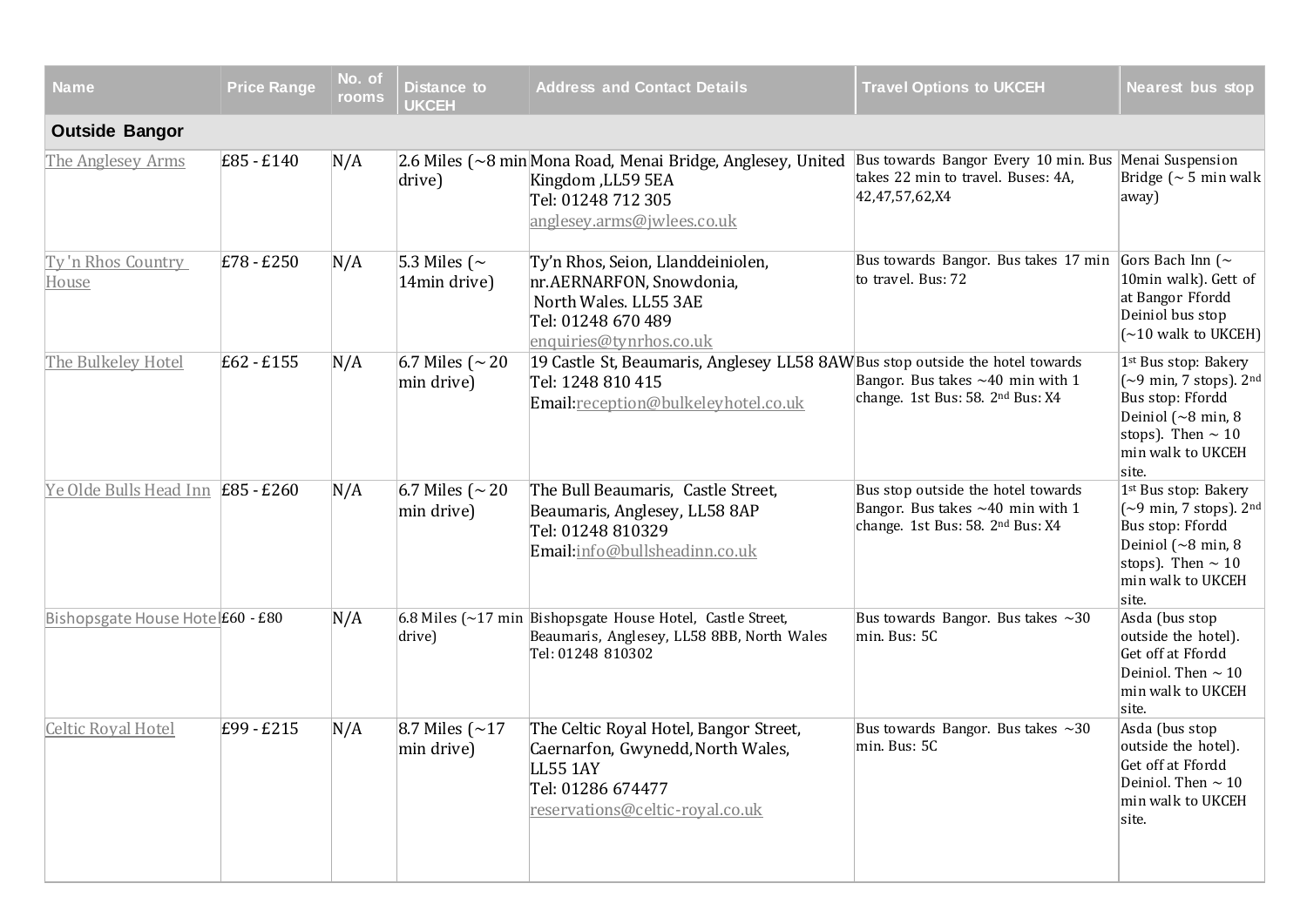| Name | Price Range | No. of rooms | Distance to UKCEH | Address and Contact Details | Travel Options to UKCEH | Nearest bus stop |
|---|---|---|---|---|---|---|
| **Outside Bangor** | | | | | | |
| The Anglesey Arms | £85 - £140 | N/A | 2.6 Miles (~8 min drive) | Mona Road, Menai Bridge, Anglesey, United Kingdom ,LL59 5EA<br>Tel: 01248 712 305<br>anglesey.arms@jwlees.co.uk | Bus towards Bangor Every 10 min. Bus takes 22 min to travel. Buses: 4A, 42,47,57,62,X4 | Menai Suspension Bridge (~ 5 min walk away) |
| Ty 'n Rhos Country House | £78 - £250 | N/A | 5.3 Miles (~ 14min drive) | Ty'n Rhos, Seion, Llanddeiniolen, nr.AERNARFON, Snowdonia, North Wales. LL55 3AE<br>Tel: 01248 670 489<br>enquiries@tynrhos.co.uk | Bus towards Bangor. Bus takes 17 min to travel. Bus: 72 | Gors Bach Inn (~ 10min walk). Gett of at Bangor Ffordd Deiniol bus stop (~10 walk to UKCEH) |
| The Bulkeley Hotel | £62 - £155 | N/A | 6.7 Miles (~ 20 min drive) | 19 Castle St, Beaumaris, Anglesey LL58 8AW<br>Tel: 1248 810 415<br>Email:reception@bulkeleyhotel.co.uk | Bus stop outside the hotel towards Bangor. Bus takes ~40 min with 1 change. 1st Bus: 58. 2nd Bus: X4 | 1st Bus stop: Bakery (~9 min, 7 stops). 2nd Bus stop: Ffordd Deiniol (~8 min, 8 stops). Then ~ 10 min walk to UKCEH site. |
| Ye Olde Bulls Head Inn | £85 - £260 | N/A | 6.7 Miles (~ 20 min drive) | The Bull Beaumaris, Castle Street, Beaumaris, Anglesey, LL58 8AP<br>Tel: 01248 810329<br>Email:info@bullsheadinn.co.uk | Bus stop outside the hotel towards Bangor. Bus takes ~40 min with 1 change. 1st Bus: 58. 2nd Bus: X4 | 1st Bus stop: Bakery (~9 min, 7 stops). 2nd Bus stop: Ffordd Deiniol (~8 min, 8 stops). Then ~ 10 min walk to UKCEH site. |
| Bishopsgate House Hotel | £60 - £80 | N/A | 6.8 Miles (~17 min drive) | Bishopsgate House Hotel, Castle Street, Beaumaris, Anglesey, LL58 8BB, North Wales<br>Tel: 01248 810302 | Bus towards Bangor. Bus takes ~30 min. Bus: 5C | Asda (bus stop outside the hotel). Get off at Ffordd Deiniol. Then ~ 10 min walk to UKCEH site. |
| Celtic Royal Hotel | £99 - £215 | N/A | 8.7 Miles (~17 min drive) | The Celtic Royal Hotel, Bangor Street, Caernarfon, Gwynedd, North Wales, LL55 1AY<br>Tel: 01286 674477<br>reservations@celtic-royal.co.uk | Bus towards Bangor. Bus takes ~30 min. Bus: 5C | Asda (bus stop outside the hotel). Get off at Ffordd Deiniol. Then ~ 10 min walk to UKCEH site. |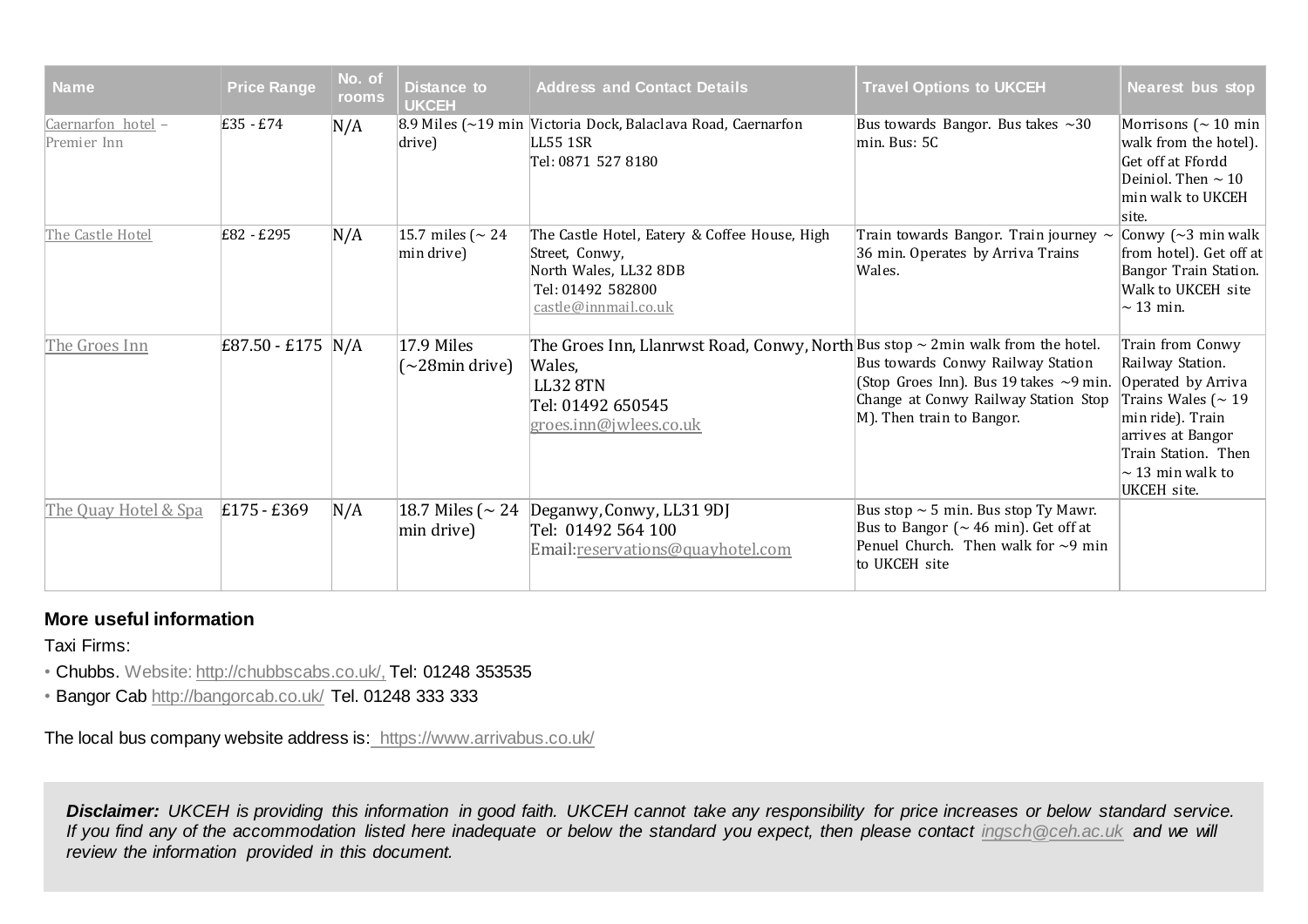| Name | Price Range | No. of rooms | Distance to UKCEH | Address and Contact Details | Travel Options to UKCEH | Nearest bus stop |
|---|---|---|---|---|---|---|
| Caernarfon hotel – Premier Inn | £35 - £74 | N/A | 8.9 Miles (~19 min drive) | Victoria Dock, Balaclava Road, Caernarfon LL55 1SR Tel: 0871 527 8180 | Bus towards Bangor. Bus takes ~30 min. Bus: 5C | Morrisons (~ 10 min walk from the hotel). Get off at Ffordd Deiniol. Then ~ 10 min walk to UKCEH site. |
| The Castle Hotel | £82 - £295 | N/A | 15.7 miles (~ 24 min drive) | The Castle Hotel, Eatery & Coffee House, High Street, Conwy, North Wales, LL32 8DB Tel: 01492 582800 castle@innmail.co.uk | Train towards Bangor. Train journey ~ 36 min. Operates by Arriva Trains Wales. | Conwy (~3 min walk from hotel). Get off at Bangor Train Station. Walk to UKCEH site ~ 13 min. |
| The Groes Inn | £87.50 - £175 | N/A | 17.9 Miles (~28min drive) | The Groes Inn, Llanrwst Road, Conwy, North Wales, LL32 8TN Tel: 01492 650545 groes.inn@jwlees.co.uk | Bus stop ~ 2min walk from the hotel. Bus towards Conwy Railway Station (Stop Groes Inn). Bus 19 takes ~9 min. Change at Conwy Railway Station Stop M). Then train to Bangor. | Train from Conwy Railway Station. Operated by Arriva Trains Wales (~ 19 min ride). Train arrives at Bangor Train Station. Then ~ 13 min walk to UKCEH site. |
| The Quay Hotel & Spa | £175 - £369 | N/A | 18.7 Miles (~ 24 min drive) | Deganwy, Conwy, LL31 9DJ Tel: 01492 564 100 Email:reservations@quayhotel.com | Bus stop ~ 5 min. Bus stop Ty Mawr. Bus to Bangor (~ 46 min). Get off at Penuel Church. Then walk for ~9 min to UKCEH site | |

## More useful information

Taxi Firms:

- Chubbs. Website: http://chubbscabs.co.uk/, Tel: 01248 353535
- Bangor Cab http://bangorcab.co.uk/ Tel. 01248 333 333

The local bus company website address is: https://www.arrivabus.co.uk/

***Disclaimer:*** *UKCEH is providing this information in good faith. UKCEH cannot take any responsibility for price increases or below standard service. If you find any of the accommodation listed here inadequate or below the standard you expect, then please contact ingsch@ceh.ac.uk and we will review the information provided in this document.*